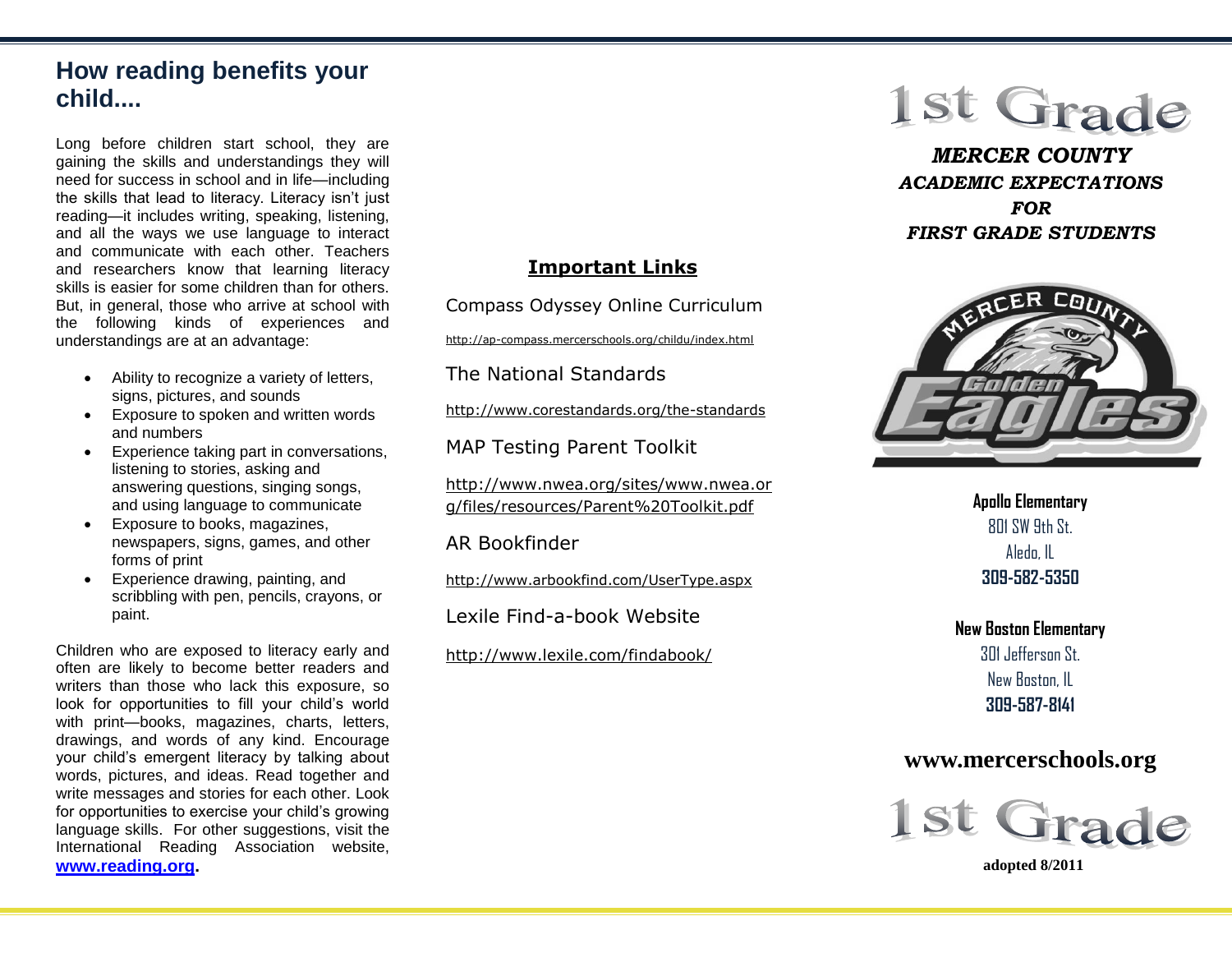## How reading benefits your child....

Long before children start school, they are gaining the skills and understandings they will need for success in school and in life—including the skills that lead to literacy. Literacy isn't just reading—it includes writing, speaking, listening, and all the ways we use language to interact and communicate with each other. Teachers and researchers know that learning literacy skills is easier for some children than for others. But, in general, those who arrive at school with the following kinds of experiences and understandings are at an advantage:

- Ability to recognize a variety of letters, signs, pictures, and sounds
- Exposure to spoken and written words and numbers
- Experience taking part in conversations, listening to stories, asking and answering questions, singing songs, and using language to communicate
- Exposure to books, magazines, newspapers, signs, games, and other forms of print
- Experience drawing, painting, and scribbling with pen, pencils, crayons, or paint.

Children who are exposed to literacy early and often are likely to become better readers and writers than those who lack this exposure, so look for opportunities to fill your child's world with print—books, magazines, charts, letters, drawings, and words of any kind. Encourage your child's emergent literacy by talking about words, pictures, and ideas. Read together and write messages and stories for each other. Look for opportunities to exercise your child's growing language skills. For other suggestions, visit the International Reading Association website, **www.reading.org.**

### Important Links

Compass Odyssey Online Curriculum

http://ap-compass.mercerschools.org/childu/index.html

The National Standards

http://www.corestandards.org/the-standards

MAP Testing Parent Toolkit

http://www.nwea.org/sites/www.nwea.org/files/resources/Parent%20Toolkit.pdf

AR Bookfinder

http://www.arbookfind.com/UserType.aspx

Lexile Find-a-book Website

http://www.lexile.com/findabook/

# 1st Grade

***MERCER COUNTY ACADEMIC EXPECTATIONS FOR FIRST GRADE STUDENTS***

**Apollo Elementary**
801 SW 9th St.
Aledo, IL
**309-582-5350**

**New Boston Elementary**
301 Jefferson St.
New Boston, IL
**309-587-8141**

**www.mercerschools.org**

1st Grade

**adopted 8/2011**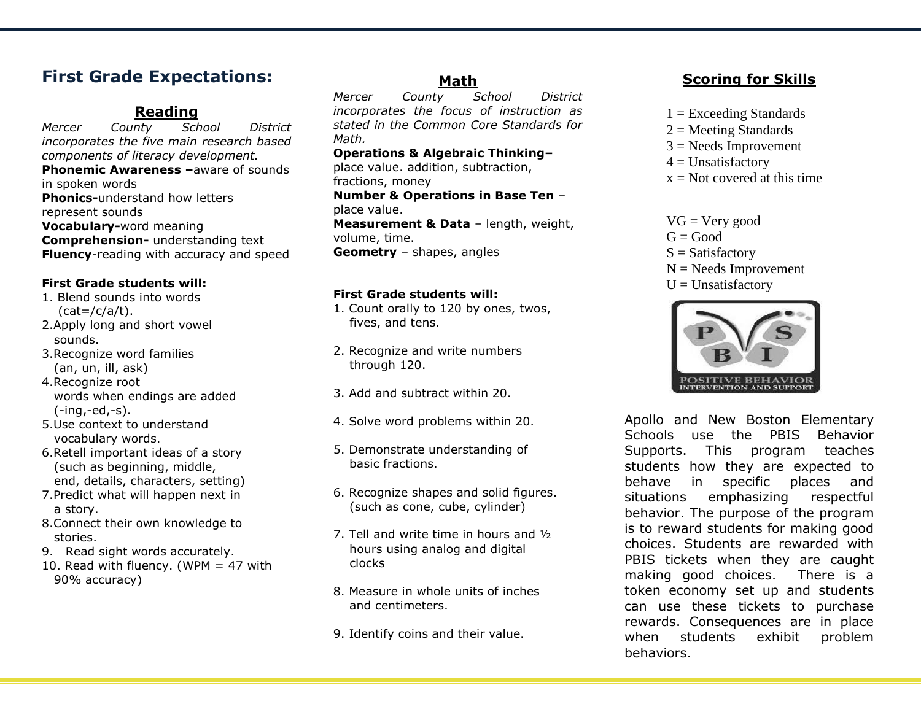# First Grade Expectations:

## Reading

*Mercer County School District incorporates the five main research based components of literacy development.*

**Phonemic Awareness –**aware of sounds in spoken words
**Phonics-**understand how letters represent sounds
**Vocabulary-**word meaning
**Comprehension-** understanding text
**Fluency**-reading with accuracy and speed

**First Grade students will:**

1. Blend sounds into words (cat=/c/a/t).
2. Apply long and short vowel sounds.
3. Recognize word families (an, un, ill, ask)
4. Recognize root words when endings are added (-ing,-ed,-s).
5. Use context to understand vocabulary words.
6. Retell important ideas of a story (such as beginning, middle, end, details, characters, setting)
7. Predict what will happen next in a story.
8. Connect their own knowledge to stories.
9. Read sight words accurately.
10. Read with fluency. (WPM = 47 with 90% accuracy)

## Math

*Mercer County School District incorporates the focus of instruction as stated in the Common Core Standards for Math.*

**Operations & Algebraic Thinking–** place value. addition, subtraction, fractions, money
**Number & Operations in Base Ten** – place value.
**Measurement & Data** – length, weight, volume, time.
**Geometry** – shapes, angles

**First Grade students will:**

1. Count orally to 120 by ones, twos, fives, and tens.
2. Recognize and write numbers through 120.
3. Add and subtract within 20.
4. Solve word problems within 20.
5. Demonstrate understanding of basic fractions.
6. Recognize shapes and solid figures. (such as cone, cube, cylinder)
7. Tell and write time in hours and ½ hours using analog and digital clocks
8. Measure in whole units of inches and centimeters.
9. Identify coins and their value.

## Scoring for Skills

1 = Exceeding Standards
2 = Meeting Standards
3 = Needs Improvement
4 = Unsatisfactory
x = Not covered at this time

VG = Very good
G = Good
S = Satisfactory
N = Needs Improvement
U = Unsatisfactory

PBIS
POSITIVE BEHAVIOR INTERVENTION AND SUPPORT

Apollo and New Boston Elementary Schools use the PBIS Behavior Supports. This program teaches students how they are expected to behave in specific places and situations emphasizing respectful behavior. The purpose of the program is to reward students for making good choices. Students are rewarded with PBIS tickets when they are caught making good choices. There is a token economy set up and students can use these tickets to purchase rewards. Consequences are in place when students exhibit problem behaviors.